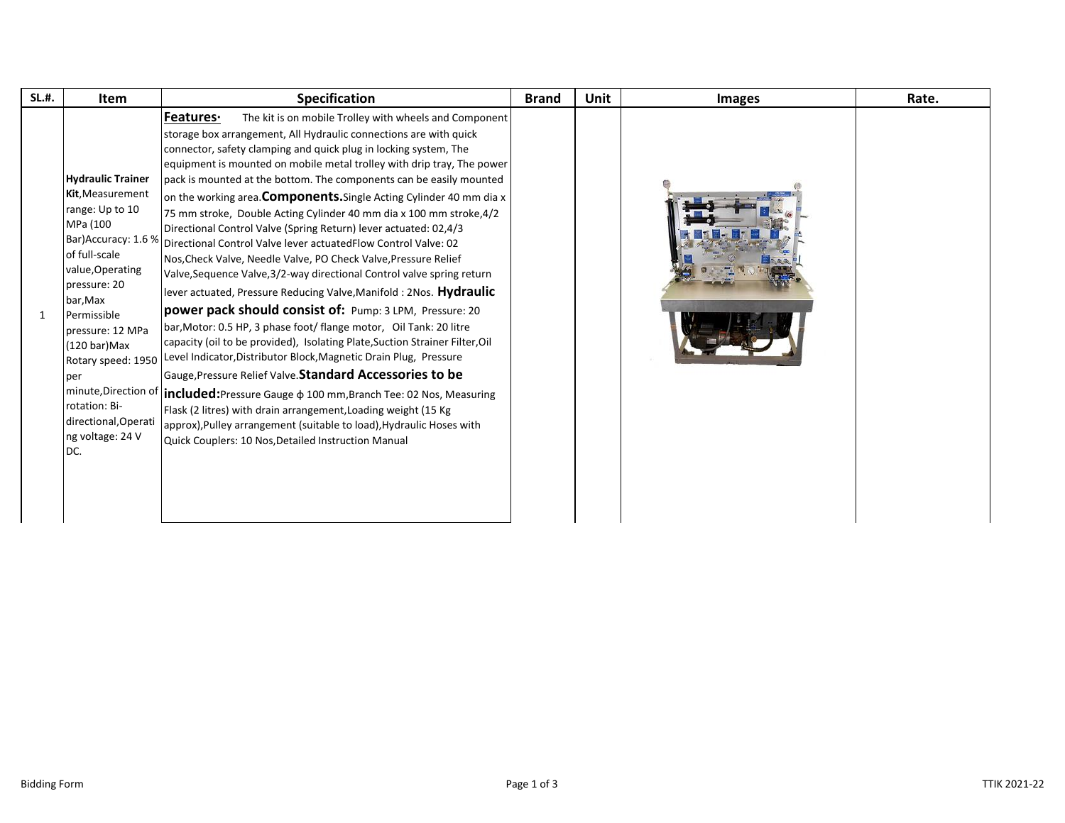| SL.#. | Item | Specification | Brand | Unit | Images | Rate. |
|---|---|---|---|---|---|---|
| 1 | **Hydraulic Trainer Kit**,Measurement range: Up to 10 MPa (100 Bar)Accuracy: 1.6 % of full-scale value,Operating pressure: 20 bar,Max Permissible pressure: 12 MPa (120 bar)Max Rotary speed: 1950 per minute,Direction of rotation: Bi-directional,Operating voltage: 24 V DC. | **Features·** The kit is on mobile Trolley with wheels and Component storage box arrangement, All Hydraulic connections are with quick connector, safety clamping and quick plug in locking system, The equipment is mounted on mobile metal trolley with drip tray, The power pack is mounted at the bottom. The components can be easily mounted on the working area.**Components.**Single Acting Cylinder 40 mm dia x 75 mm stroke, Double Acting Cylinder 40 mm dia x 100 mm stroke,4/2 Directional Control Valve (Spring Return) lever actuated: 02,4/3 Directional Control Valve lever actuatedFlow Control Valve: 02 Nos,Check Valve, Needle Valve, PO Check Valve,Pressure Relief Valve,Sequence Valve,3/2-way directional Control valve spring return lever actuated, Pressure Reducing Valve,Manifold : 2Nos. **Hydraulic power pack should consist of:** Pump: 3 LPM, Pressure: 20 bar,Motor: 0.5 HP, 3 phase foot/ flange motor, Oil Tank: 20 litre capacity (oil to be provided), Isolating Plate,Suction Strainer Filter,Oil Level Indicator,Distributor Block,Magnetic Drain Plug, Pressure Gauge,Pressure Relief Valve.**Standard Accessories to be included:**Pressure Gauge ϕ 100 mm,Branch Tee: 02 Nos, Measuring Flask (2 litres) with drain arrangement,Loading weight (15 Kg approx),Pulley arrangement (suitable to load),Hydraulic Hoses with Quick Couplers: 10 Nos,Detailed Instruction Manual | | | | |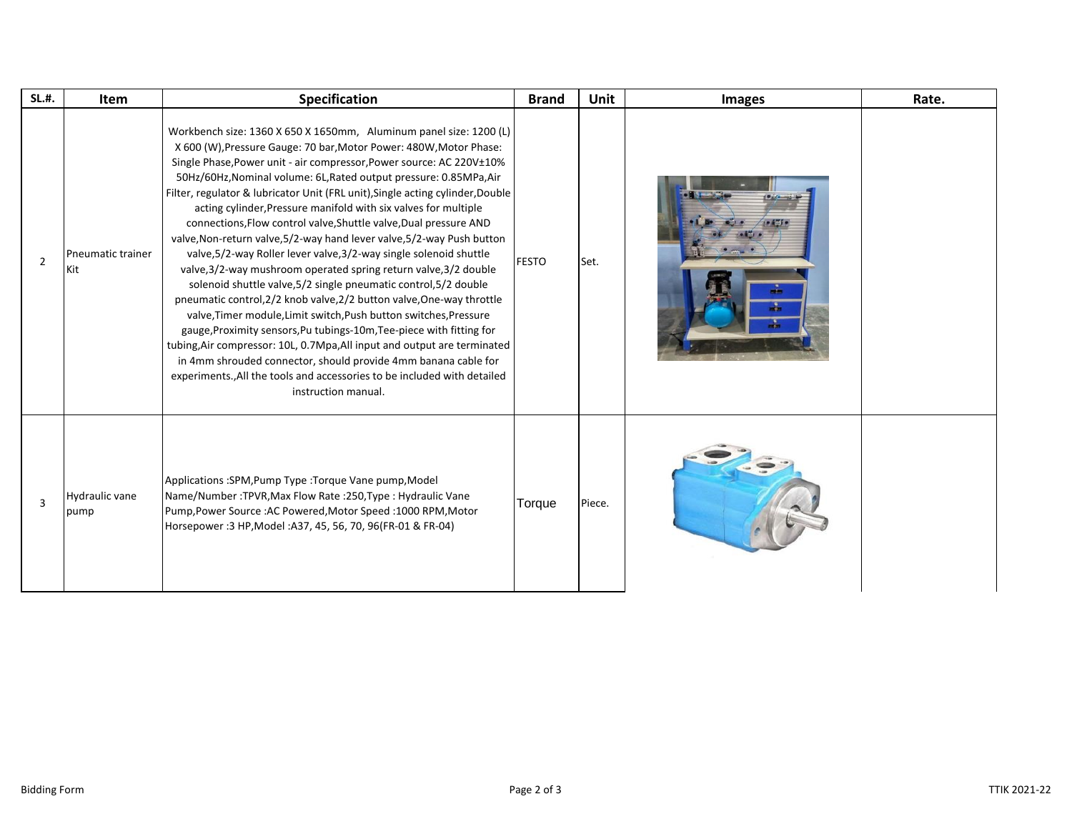| SL.#. | Item | Specification | Brand | Unit | Images | Rate. |
|---|---|---|---|---|---|---|
| 2 | Pneumatic trainer Kit | Workbench size: 1360 X 650 X 1650mm, Aluminum panel size: 1200 (L) X 600 (W),Pressure Gauge: 70 bar,Motor Power: 480W,Motor Phase: Single Phase,Power unit - air compressor,Power source: AC 220V±10% 50Hz/60Hz,Nominal volume: 6L,Rated output pressure: 0.85MPa,Air Filter, regulator & lubricator Unit (FRL unit),Single acting cylinder,Double acting cylinder,Pressure manifold with six valves for multiple connections,Flow control valve,Shuttle valve,Dual pressure AND valve,Non-return valve,5/2-way hand lever valve,5/2-way Push button valve,5/2-way Roller lever valve,3/2-way single solenoid shuttle valve,3/2-way mushroom operated spring return valve,3/2 double solenoid shuttle valve,5/2 single pneumatic control,5/2 double pneumatic control,2/2 knob valve,2/2 button valve,One-way throttle valve,Timer module,Limit switch,Push button switches,Pressure gauge,Proximity sensors,Pu tubings-10m,Tee-piece with fitting for tubing,Air compressor: 10L, 0.7Mpa,All input and output are terminated in 4mm shrouded connector, should provide 4mm banana cable for experiments.,All the tools and accessories to be included with detailed instruction manual. | FESTO | Set. | | |
| 3 | Hydraulic vane pump | Applications :SPM,Pump Type :Torque Vane pump,Model Name/Number :TPVR,Max Flow Rate :250,Type : Hydraulic Vane Pump,Power Source :AC Powered,Motor Speed :1000 RPM,Motor Horsepower :3 HP,Model :A37, 45, 56, 70, 96(FR-01 & FR-04) | Torque | Piece. | | |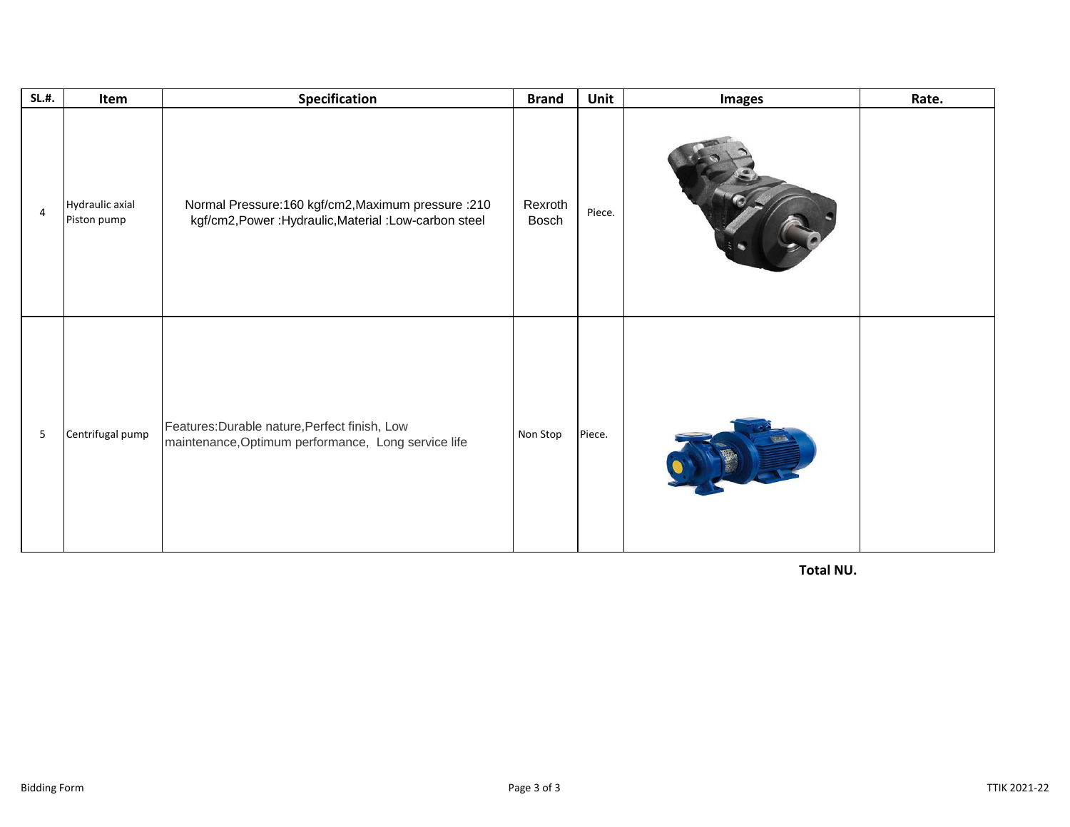| SL.#. | Item | Specification | Brand | Unit | Images | Rate. |
|---|---|---|---|---|---|---|
| 4 | Hydraulic axial Piston pump | Normal Pressure:160 kgf/cm2,Maximum pressure :210 kgf/cm2,Power :Hydraulic,Material :Low-carbon steel | Rexroth Bosch | Piece. | | |
| 5 | Centrifugal pump | Features:Durable nature,Perfect finish, Low maintenance,Optimum performance, Long service life | Non Stop | Piece. | | |

**Total NU.**